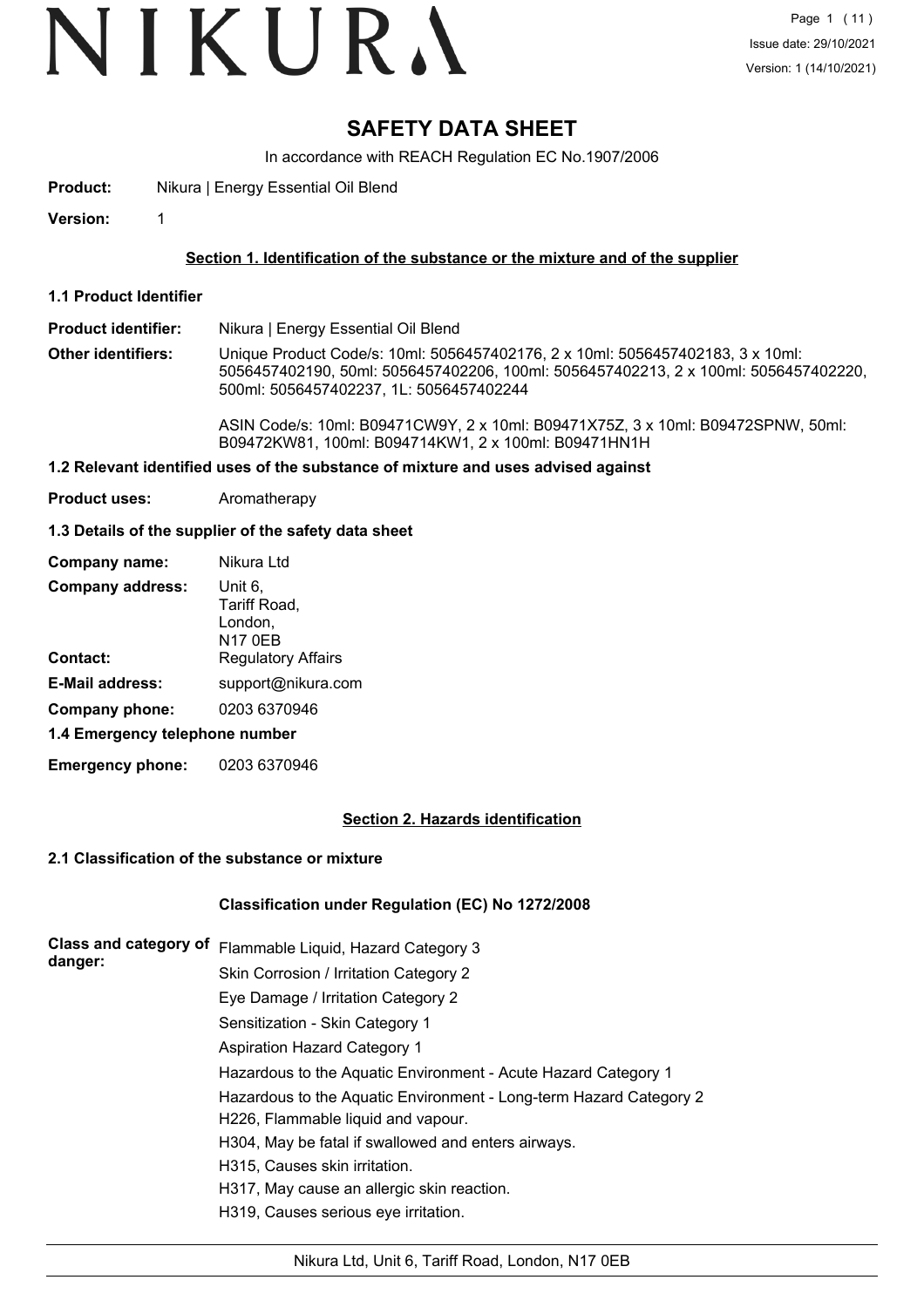# SAFETY DATA SHEET

In accordance with REACH Regulation EC No.1907/2006

**Product:** Nikura | Energy Essential Oil Blend

**Version:** 1

## Section 1. Identification of the substance or the mixture and of the supplier

### 1.1 Product Identifier

**Product identifier:** Nikura | Energy Essential Oil Blend

**Other identifiers:** Unique Product Code/s: 10ml: 5056457402176, 2 x 10ml: 5056457402183, 3 x 10ml: 5056457402190, 50ml: 5056457402206, 100ml: 5056457402213, 2 x 100ml: 5056457402220, 500ml: 5056457402237, 1L: 5056457402244

ASIN Code/s: 10ml: B09471CW9Y, 2 x 10ml: B09471X75Z, 3 x 10ml: B09472SPNW, 50ml: B09472KW81, 100ml: B094714KW1, 2 x 100ml: B09471HN1H

### 1.2 Relevant identified uses of the substance of mixture and uses advised against

**Product uses:** Aromatherapy

### 1.3 Details of the supplier of the safety data sheet

**Company name:** Nikura Ltd

**Company address:** Unit 6,
Tariff Road,
London,
N17 0EB

**Contact:** Regulatory Affairs

**E-Mail address:** support@nikura.com

**Company phone:** 0203 6370946

### 1.4 Emergency telephone number

**Emergency phone:** 0203 6370946

## Section 2. Hazards identification

### 2.1 Classification of the substance or mixture

**Classification under Regulation (EC) No 1272/2008**

**Class and category of danger:**

Flammable Liquid, Hazard Category 3
Skin Corrosion / Irritation Category 2
Eye Damage / Irritation Category 2
Sensitization - Skin Category 1
Aspiration Hazard Category 1
Hazardous to the Aquatic Environment - Acute Hazard Category 1
Hazardous to the Aquatic Environment - Long-term Hazard Category 2

H226, Flammable liquid and vapour.
H304, May be fatal if swallowed and enters airways.
H315, Causes skin irritation.
H317, May cause an allergic skin reaction.
H319, Causes serious eye irritation.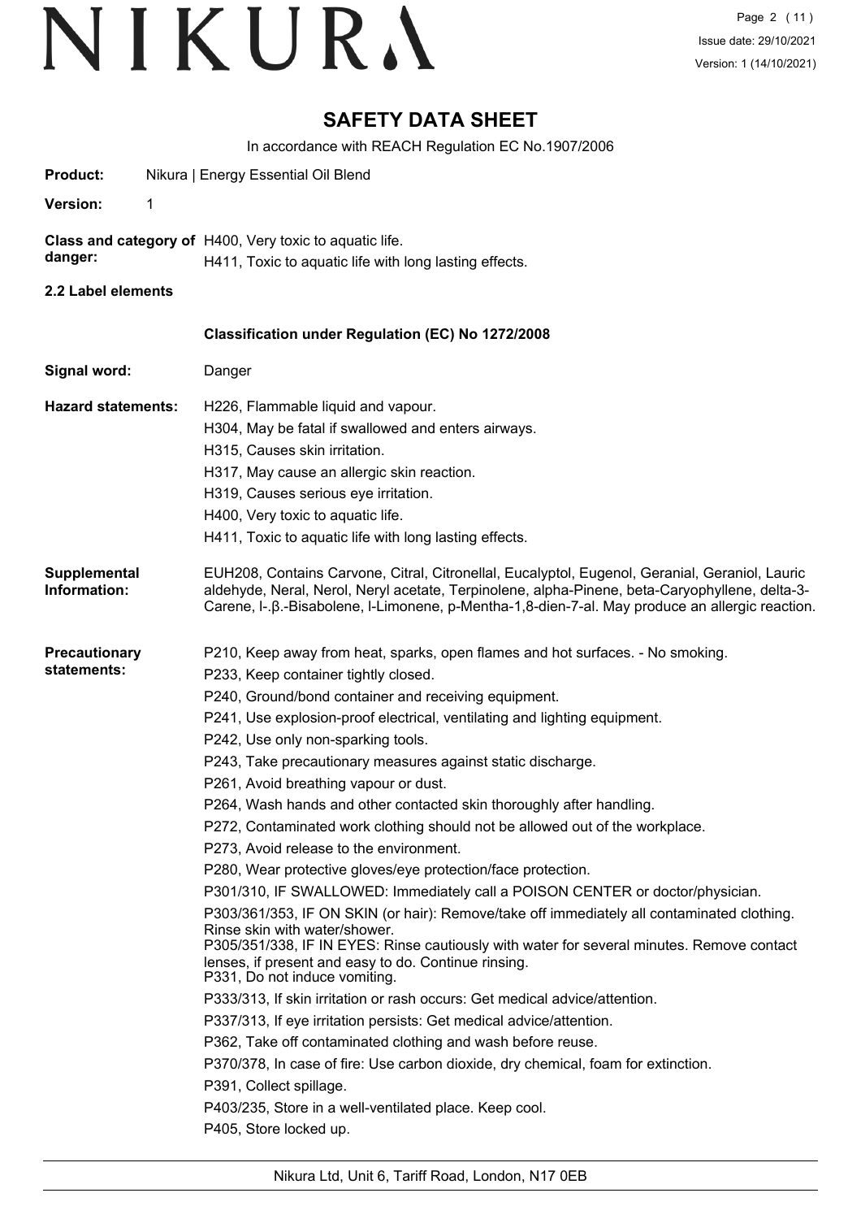# SAFETY DATA SHEET

In accordance with REACH Regulation EC No.1907/2006

**Product:** Nikura | Energy Essential Oil Blend

**Version:** 1

**Class and category of danger:** H400, Very toxic to aquatic life.
H411, Toxic to aquatic life with long lasting effects.

**2.2 Label elements**

**Classification under Regulation (EC) No 1272/2008**

**Signal word:** Danger

**Hazard statements:**
- H226, Flammable liquid and vapour.
- H304, May be fatal if swallowed and enters airways.
- H315, Causes skin irritation.
- H317, May cause an allergic skin reaction.
- H319, Causes serious eye irritation.
- H400, Very toxic to aquatic life.
- H411, Toxic to aquatic life with long lasting effects.

**Supplemental Information:** EUH208, Contains Carvone, Citral, Citronellal, Eucalyptol, Eugenol, Geranial, Geraniol, Lauric aldehyde, Neral, Nerol, Neryl acetate, Terpinolene, alpha-Pinene, beta-Caryophyllene, delta-3-Carene, l-.β.-Bisabolene, l-Limonene, p-Mentha-1,8-dien-7-al. May produce an allergic reaction.

**Precautionary statements:**
- P210, Keep away from heat, sparks, open flames and hot surfaces. - No smoking.
- P233, Keep container tightly closed.
- P240, Ground/bond container and receiving equipment.
- P241, Use explosion-proof electrical, ventilating and lighting equipment.
- P242, Use only non-sparking tools.
- P243, Take precautionary measures against static discharge.
- P261, Avoid breathing vapour or dust.
- P264, Wash hands and other contacted skin thoroughly after handling.
- P272, Contaminated work clothing should not be allowed out of the workplace.
- P273, Avoid release to the environment.
- P280, Wear protective gloves/eye protection/face protection.
- P301/310, IF SWALLOWED: Immediately call a POISON CENTER or doctor/physician.
- P303/361/353, IF ON SKIN (or hair): Remove/take off immediately all contaminated clothing. Rinse skin with water/shower.
- P305/351/338, IF IN EYES: Rinse cautiously with water for several minutes. Remove contact lenses, if present and easy to do. Continue rinsing.
- P331, Do not induce vomiting.
- P333/313, If skin irritation or rash occurs: Get medical advice/attention.
- P337/313, If eye irritation persists: Get medical advice/attention.
- P362, Take off contaminated clothing and wash before reuse.
- P370/378, In case of fire: Use carbon dioxide, dry chemical, foam for extinction.
- P391, Collect spillage.
- P403/235, Store in a well-ventilated place. Keep cool.
- P405, Store locked up.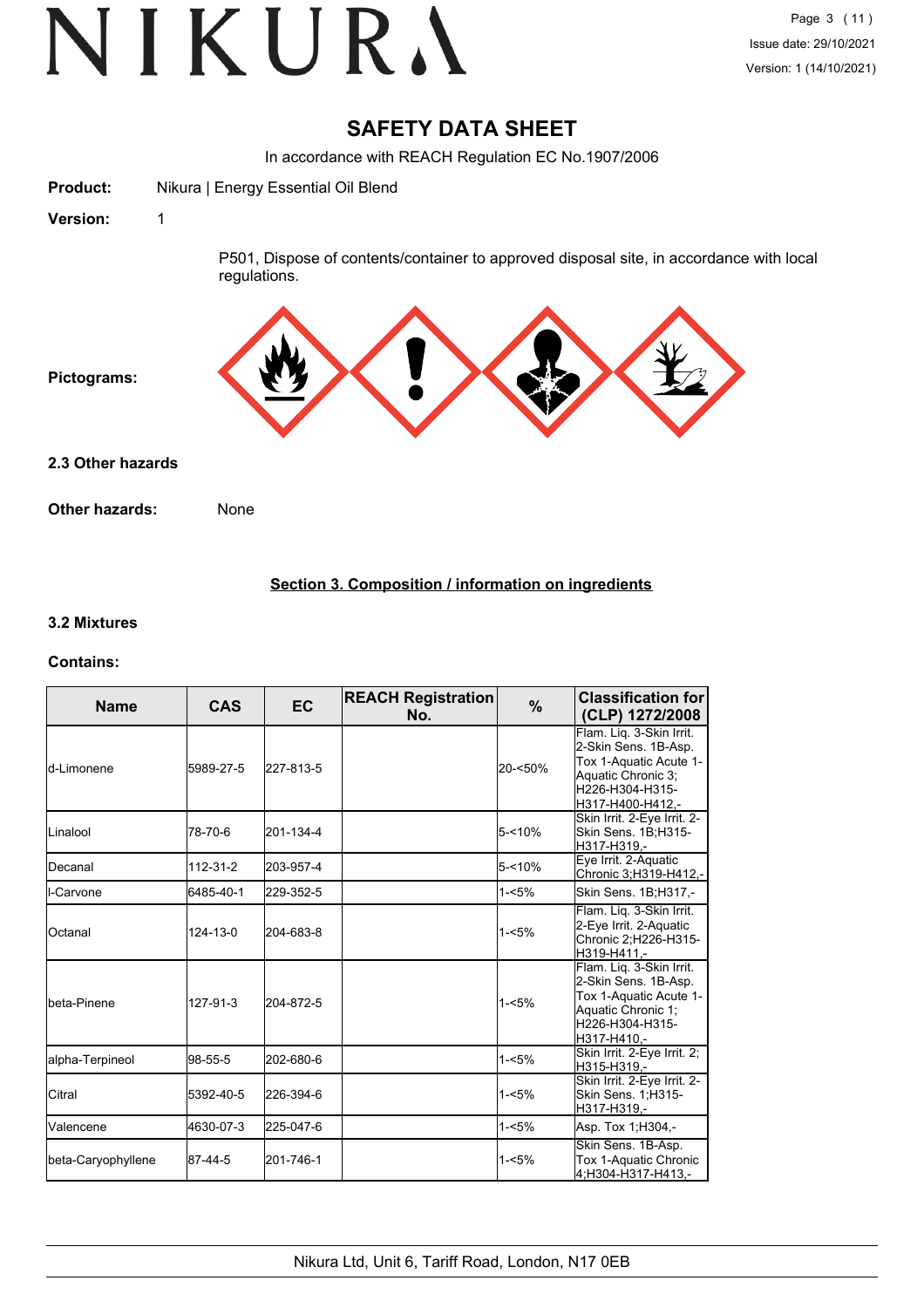# SAFETY DATA SHEET

In accordance with REACH Regulation EC No.1907/2006

**Product:** Nikura | Energy Essential Oil Blend

**Version:** 1

P501, Dispose of contents/container to approved disposal site, in accordance with local regulations.

**Pictograms:**

### 2.3 Other hazards

**Other hazards:** None

## Section 3. Composition / information on ingredients

### 3.2 Mixtures

**Contains:**

| Name | CAS | EC | REACH Registration No. | % | Classification for (CLP) 1272/2008 |
|---|---|---|---|---|---|
| d-Limonene | 5989-27-5 | 227-813-5 | | 20-<50% | Flam. Liq. 3-Skin Irrit. 2-Skin Sens. 1B-Asp. Tox 1-Aquatic Acute 1-Aquatic Chronic 3;H226-H304-H315-H317-H400-H412,- |
| Linalool | 78-70-6 | 201-134-4 | | 5-<10% | Skin Irrit. 2-Eye Irrit. 2-Skin Sens. 1B;H315-H317-H319,- |
| Decanal | 112-31-2 | 203-957-4 | | 5-<10% | Eye Irrit. 2-Aquatic Chronic 3;H319-H412,- |
| l-Carvone | 6485-40-1 | 229-352-5 | | 1-<5% | Skin Sens. 1B;H317,- |
| Octanal | 124-13-0 | 204-683-8 | | 1-<5% | Flam. Liq. 3-Skin Irrit. 2-Eye Irrit. 2-Aquatic Chronic 2;H226-H315-H319-H411,- |
| beta-Pinene | 127-91-3 | 204-872-5 | | 1-<5% | Flam. Liq. 3-Skin Irrit. 2-Skin Sens. 1B-Asp. Tox 1-Aquatic Acute 1-Aquatic Chronic 1;H226-H304-H315-H317-H410,- |
| alpha-Terpineol | 98-55-5 | 202-680-6 | | 1-<5% | Skin Irrit. 2-Eye Irrit. 2;H315-H319,- |
| Citral | 5392-40-5 | 226-394-6 | | 1-<5% | Skin Irrit. 2-Eye Irrit. 2-Skin Sens. 1;H315-H317-H319,- |
| Valencene | 4630-07-3 | 225-047-6 | | 1-<5% | Asp. Tox 1;H304,- |
| beta-Caryophyllene | 87-44-5 | 201-746-1 | | 1-<5% | Skin Sens. 1B-Asp. Tox 1-Aquatic Chronic 4;H304-H317-H413,- |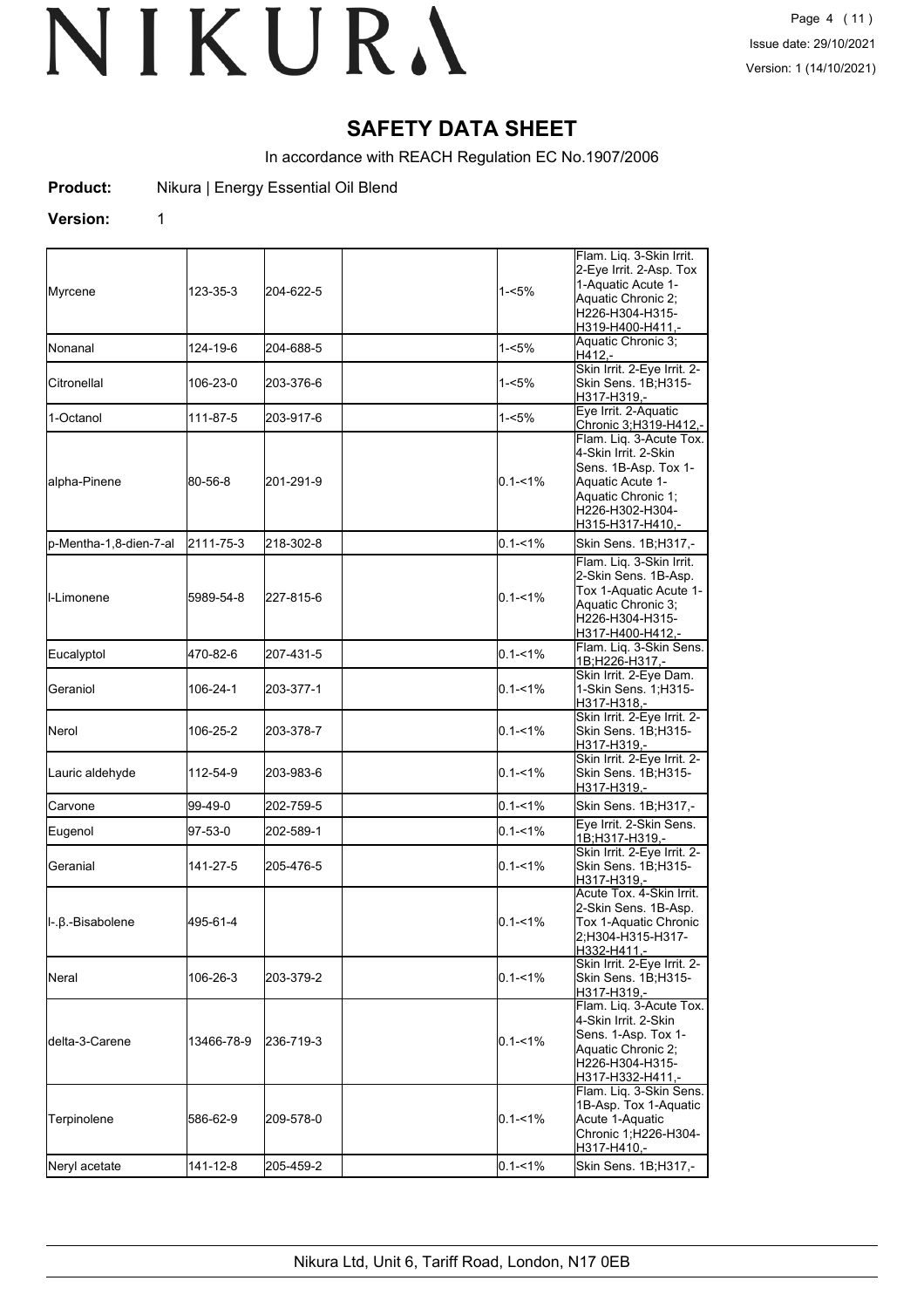# SAFETY DATA SHEET

In accordance with REACH Regulation EC No.1907/2006

**Product:** Nikura | Energy Essential Oil Blend

**Version:** 1

| | | | | | |
|---|---|---|---|---|---|
| Myrcene | 123-35-3 | 204-622-5 | | 1-<5% | Flam. Liq. 3-Skin Irrit. 2-Eye Irrit. 2-Asp. Tox 1-Aquatic Acute 1-Aquatic Chronic 2; H226-H304-H315-H319-H400-H411,- |
| Nonanal | 124-19-6 | 204-688-5 | | 1-<5% | Aquatic Chronic 3; H412,- |
| Citronellal | 106-23-0 | 203-376-6 | | 1-<5% | Skin Irrit. 2-Eye Irrit. 2-Skin Sens. 1B;H315-H317-H319,- |
| 1-Octanol | 111-87-5 | 203-917-6 | | 1-<5% | Eye Irrit. 2-Aquatic Chronic 3;H319-H412,- |
| alpha-Pinene | 80-56-8 | 201-291-9 | | 0.1-<1% | Flam. Liq. 3-Acute Tox. 4-Skin Irrit. 2-Skin Sens. 1B-Asp. Tox 1-Aquatic Acute 1-Aquatic Chronic 1; H226-H302-H304-H315-H317-H410,- |
| p-Mentha-1,8-dien-7-al | 2111-75-3 | 218-302-8 | | 0.1-<1% | Skin Sens. 1B;H317,- |
| l-Limonene | 5989-54-8 | 227-815-6 | | 0.1-<1% | Flam. Liq. 3-Skin Irrit. 2-Skin Sens. 1B-Asp. Tox 1-Aquatic Acute 1-Aquatic Chronic 3; H226-H304-H315-H317-H400-H412,- |
| Eucalyptol | 470-82-6 | 207-431-5 | | 0.1-<1% | Flam. Liq. 3-Skin Sens. 1B;H226-H317,- |
| Geraniol | 106-24-1 | 203-377-1 | | 0.1-<1% | Skin Irrit. 2-Eye Dam. 1-Skin Sens. 1;H315-H317-H318,- |
| Nerol | 106-25-2 | 203-378-7 | | 0.1-<1% | Skin Irrit. 2-Eye Irrit. 2-Skin Sens. 1B;H315-H317-H319,- |
| Lauric aldehyde | 112-54-9 | 203-983-6 | | 0.1-<1% | Skin Irrit. 2-Eye Irrit. 2-Skin Sens. 1B;H315-H317-H319,- |
| Carvone | 99-49-0 | 202-759-5 | | 0.1-<1% | Skin Sens. 1B;H317,- |
| Eugenol | 97-53-0 | 202-589-1 | | 0.1-<1% | Eye Irrit. 2-Skin Sens. 1B;H317-H319,- |
| Geranial | 141-27-5 | 205-476-5 | | 0.1-<1% | Skin Irrit. 2-Eye Irrit. 2-Skin Sens. 1B;H315-H317-H319,- |
| l-.β.-Bisabolene | 495-61-4 | | | 0.1-<1% | Acute Tox. 4-Skin Irrit. 2-Skin Sens. 1B-Asp. Tox 1-Aquatic Chronic 2;H304-H315-H317-H332-H411,- |
| Neral | 106-26-3 | 203-379-2 | | 0.1-<1% | Skin Irrit. 2-Eye Irrit. 2-Skin Sens. 1B;H315-H317-H319,- |
| delta-3-Carene | 13466-78-9 | 236-719-3 | | 0.1-<1% | Flam. Liq. 3-Acute Tox. 4-Skin Irrit. 2-Skin Sens. 1-Asp. Tox 1-Aquatic Chronic 2; H226-H304-H315-H317-H332-H411,- |
| Terpinolene | 586-62-9 | 209-578-0 | | 0.1-<1% | Flam. Liq. 3-Skin Sens. 1B-Asp. Tox 1-Aquatic Acute 1-Aquatic Chronic 1;H226-H304-H317-H410,- |
| Neryl acetate | 141-12-8 | 205-459-2 | | 0.1-<1% | Skin Sens. 1B;H317,- |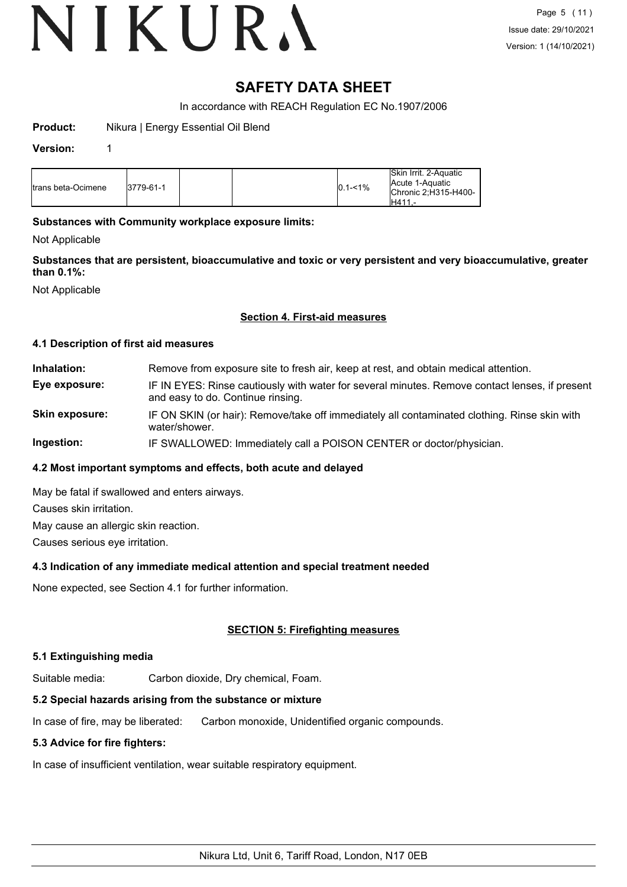# SAFETY DATA SHEET

In accordance with REACH Regulation EC No.1907/2006

**Product:** Nikura | Energy Essential Oil Blend

**Version:** 1

| | | | | | |
|---|---|---|---|---|---|
| trans beta-Ocimene | 3779-61-1 | | | 0.1-<1% | Skin Irrit. 2-Aquatic Acute 1-Aquatic Chronic 2;H315-H400-H411,- |

**Substances with Community workplace exposure limits:**

Not Applicable

**Substances that are persistent, bioaccumulative and toxic or very persistent and very bioaccumulative, greater than 0.1%:**

Not Applicable

## Section 4. First-aid measures

### 4.1 Description of first aid measures

**Inhalation:** Remove from exposure site to fresh air, keep at rest, and obtain medical attention.

**Eye exposure:** IF IN EYES: Rinse cautiously with water for several minutes. Remove contact lenses, if present and easy to do. Continue rinsing.

**Skin exposure:** IF ON SKIN (or hair): Remove/take off immediately all contaminated clothing. Rinse skin with water/shower.

**Ingestion:** IF SWALLOWED: Immediately call a POISON CENTER or doctor/physician.

### 4.2 Most important symptoms and effects, both acute and delayed

May be fatal if swallowed and enters airways.

Causes skin irritation.

May cause an allergic skin reaction.

Causes serious eye irritation.

### 4.3 Indication of any immediate medical attention and special treatment needed

None expected, see Section 4.1 for further information.

## SECTION 5: Firefighting measures

### 5.1 Extinguishing media

Suitable media: Carbon dioxide, Dry chemical, Foam.

### 5.2 Special hazards arising from the substance or mixture

In case of fire, may be liberated: Carbon monoxide, Unidentified organic compounds.

### 5.3 Advice for fire fighters:

In case of insufficient ventilation, wear suitable respiratory equipment.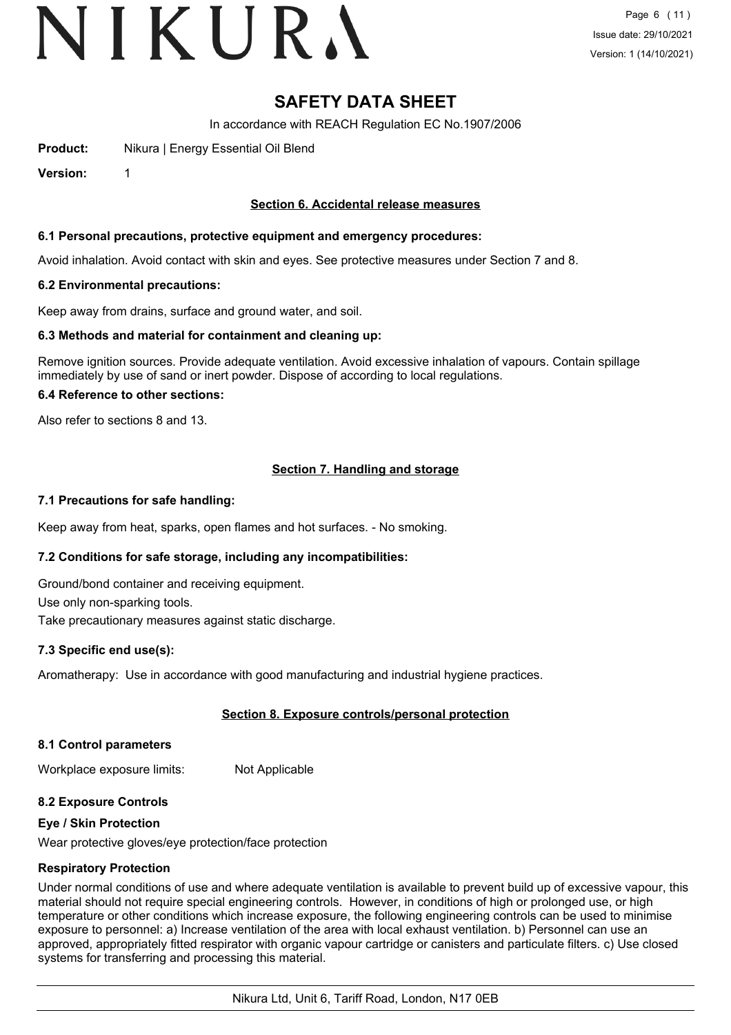# SAFETY DATA SHEET

In accordance with REACH Regulation EC No.1907/2006

**Product:** Nikura | Energy Essential Oil Blend

**Version:** 1

## Section 6. Accidental release measures

### 6.1 Personal precautions, protective equipment and emergency procedures:

Avoid inhalation. Avoid contact with skin and eyes. See protective measures under Section 7 and 8.

### 6.2 Environmental precautions:

Keep away from drains, surface and ground water, and soil.

### 6.3 Methods and material for containment and cleaning up:

Remove ignition sources. Provide adequate ventilation. Avoid excessive inhalation of vapours. Contain spillage immediately by use of sand or inert powder. Dispose of according to local regulations.

### 6.4 Reference to other sections:

Also refer to sections 8 and 13.

## Section 7. Handling and storage

### 7.1 Precautions for safe handling:

Keep away from heat, sparks, open flames and hot surfaces. - No smoking.

### 7.2 Conditions for safe storage, including any incompatibilities:

Ground/bond container and receiving equipment.

Use only non-sparking tools.

Take precautionary measures against static discharge.

### 7.3 Specific end use(s):

Aromatherapy: Use in accordance with good manufacturing and industrial hygiene practices.

## Section 8. Exposure controls/personal protection

### 8.1 Control parameters

Workplace exposure limits: Not Applicable

### 8.2 Exposure Controls

**Eye / Skin Protection**

Wear protective gloves/eye protection/face protection

**Respiratory Protection**

Under normal conditions of use and where adequate ventilation is available to prevent build up of excessive vapour, this material should not require special engineering controls. However, in conditions of high or prolonged use, or high temperature or other conditions which increase exposure, the following engineering controls can be used to minimise exposure to personnel: a) Increase ventilation of the area with local exhaust ventilation. b) Personnel can use an approved, appropriately fitted respirator with organic vapour cartridge or canisters and particulate filters. c) Use closed systems for transferring and processing this material.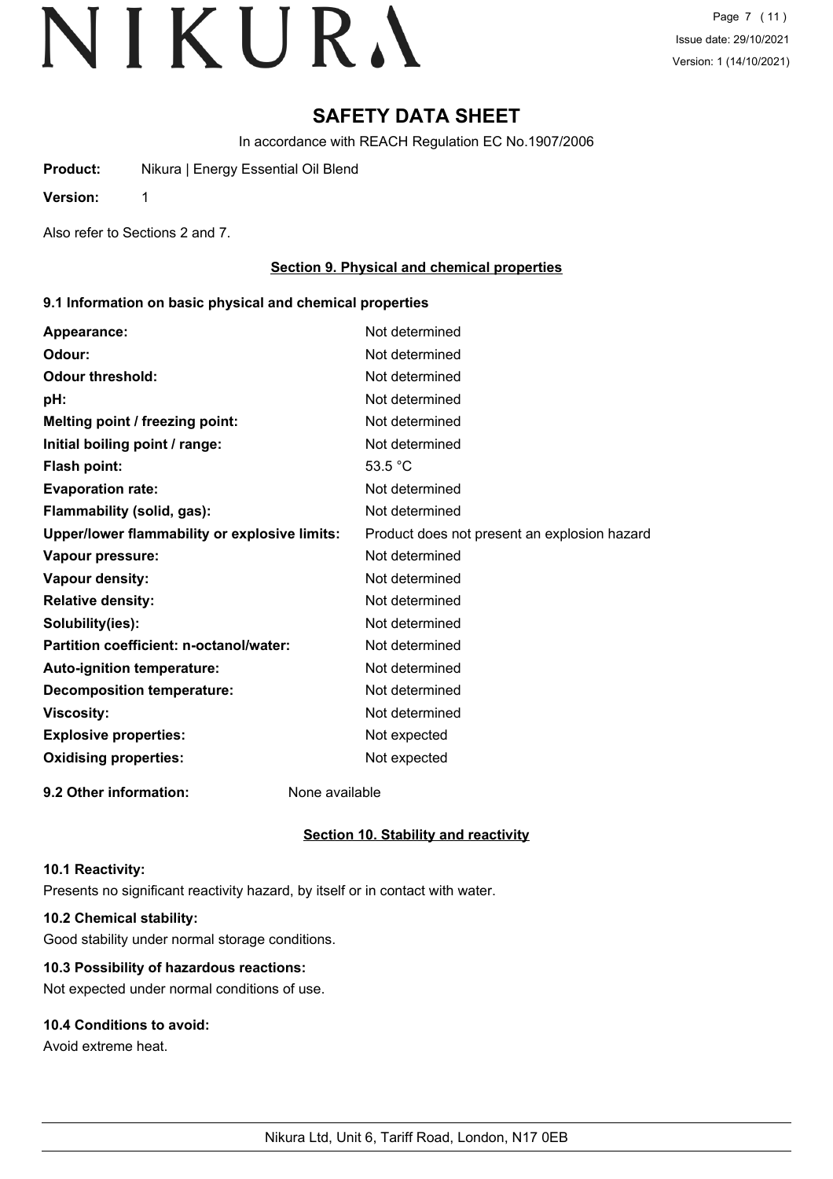# SAFETY DATA SHEET

In accordance with REACH Regulation EC No.1907/2006

**Product:** Nikura | Energy Essential Oil Blend

**Version:** 1

Also refer to Sections 2 and 7.

## Section 9. Physical and chemical properties

### 9.1 Information on basic physical and chemical properties

| | |
|---|---|
| **Appearance:** | Not determined |
| **Odour:** | Not determined |
| **Odour threshold:** | Not determined |
| **pH:** | Not determined |
| **Melting point / freezing point:** | Not determined |
| **Initial boiling point / range:** | Not determined |
| **Flash point:** | 53.5 °C |
| **Evaporation rate:** | Not determined |
| **Flammability (solid, gas):** | Not determined |
| **Upper/lower flammability or explosive limits:** | Product does not present an explosion hazard |
| **Vapour pressure:** | Not determined |
| **Vapour density:** | Not determined |
| **Relative density:** | Not determined |
| **Solubility(ies):** | Not determined |
| **Partition coefficient: n-octanol/water:** | Not determined |
| **Auto-ignition temperature:** | Not determined |
| **Decomposition temperature:** | Not determined |
| **Viscosity:** | Not determined |
| **Explosive properties:** | Not expected |
| **Oxidising properties:** | Not expected |

**9.2 Other information:** None available

## Section 10. Stability and reactivity

### 10.1 Reactivity:

Presents no significant reactivity hazard, by itself or in contact with water.

### 10.2 Chemical stability:

Good stability under normal storage conditions.

### 10.3 Possibility of hazardous reactions:

Not expected under normal conditions of use.

### 10.4 Conditions to avoid:

Avoid extreme heat.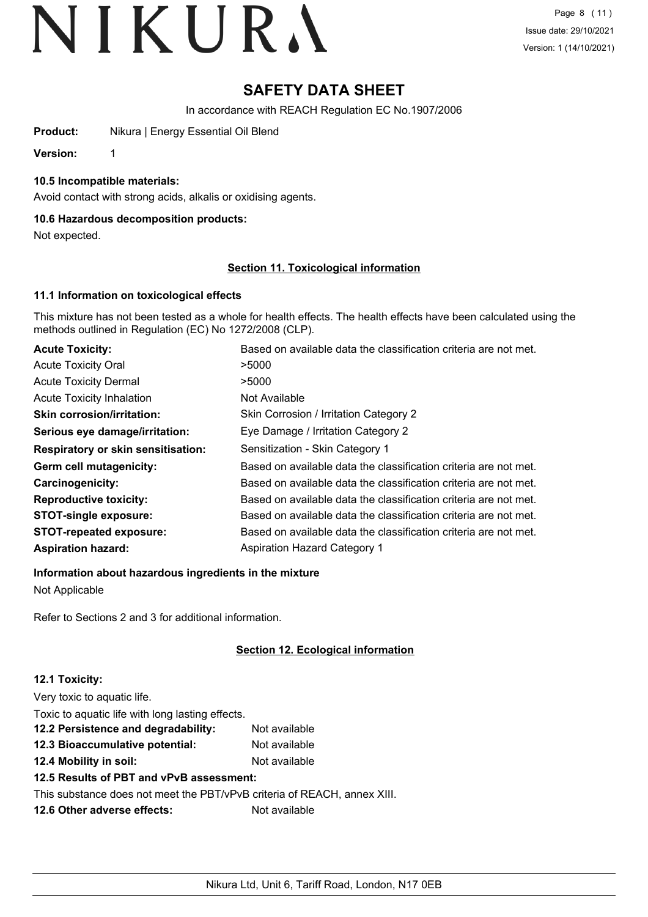# SAFETY DATA SHEET

In accordance with REACH Regulation EC No.1907/2006

**Product:** Nikura | Energy Essential Oil Blend

**Version:** 1

### 10.5 Incompatible materials:

Avoid contact with strong acids, alkalis or oxidising agents.

### 10.6 Hazardous decomposition products:

Not expected.

## Section 11. Toxicological information

### 11.1 Information on toxicological effects

This mixture has not been tested as a whole for health effects. The health effects have been calculated using the methods outlined in Regulation (EC) No 1272/2008 (CLP).

| | |
|---|---|
| **Acute Toxicity:** | Based on available data the classification criteria are not met. |
| Acute Toxicity Oral | >5000 |
| Acute Toxicity Dermal | >5000 |
| Acute Toxicity Inhalation | Not Available |
| **Skin corrosion/irritation:** | Skin Corrosion / Irritation Category 2 |
| **Serious eye damage/irritation:** | Eye Damage / Irritation Category 2 |
| **Respiratory or skin sensitisation:** | Sensitization - Skin Category 1 |
| **Germ cell mutagenicity:** | Based on available data the classification criteria are not met. |
| **Carcinogenicity:** | Based on available data the classification criteria are not met. |
| **Reproductive toxicity:** | Based on available data the classification criteria are not met. |
| **STOT-single exposure:** | Based on available data the classification criteria are not met. |
| **STOT-repeated exposure:** | Based on available data the classification criteria are not met. |
| **Aspiration hazard:** | Aspiration Hazard Category 1 |

**Information about hazardous ingredients in the mixture**

Not Applicable

Refer to Sections 2 and 3 for additional information.

## Section 12. Ecological information

### 12.1 Toxicity:

Very toxic to aquatic life.

Toxic to aquatic life with long lasting effects.

**12.2 Persistence and degradability:** Not available

**12.3 Bioaccumulative potential:** Not available

**12.4 Mobility in soil:** Not available

**12.5 Results of PBT and vPvB assessment:**

This substance does not meet the PBT/vPvB criteria of REACH, annex XIII.

**12.6 Other adverse effects:** Not available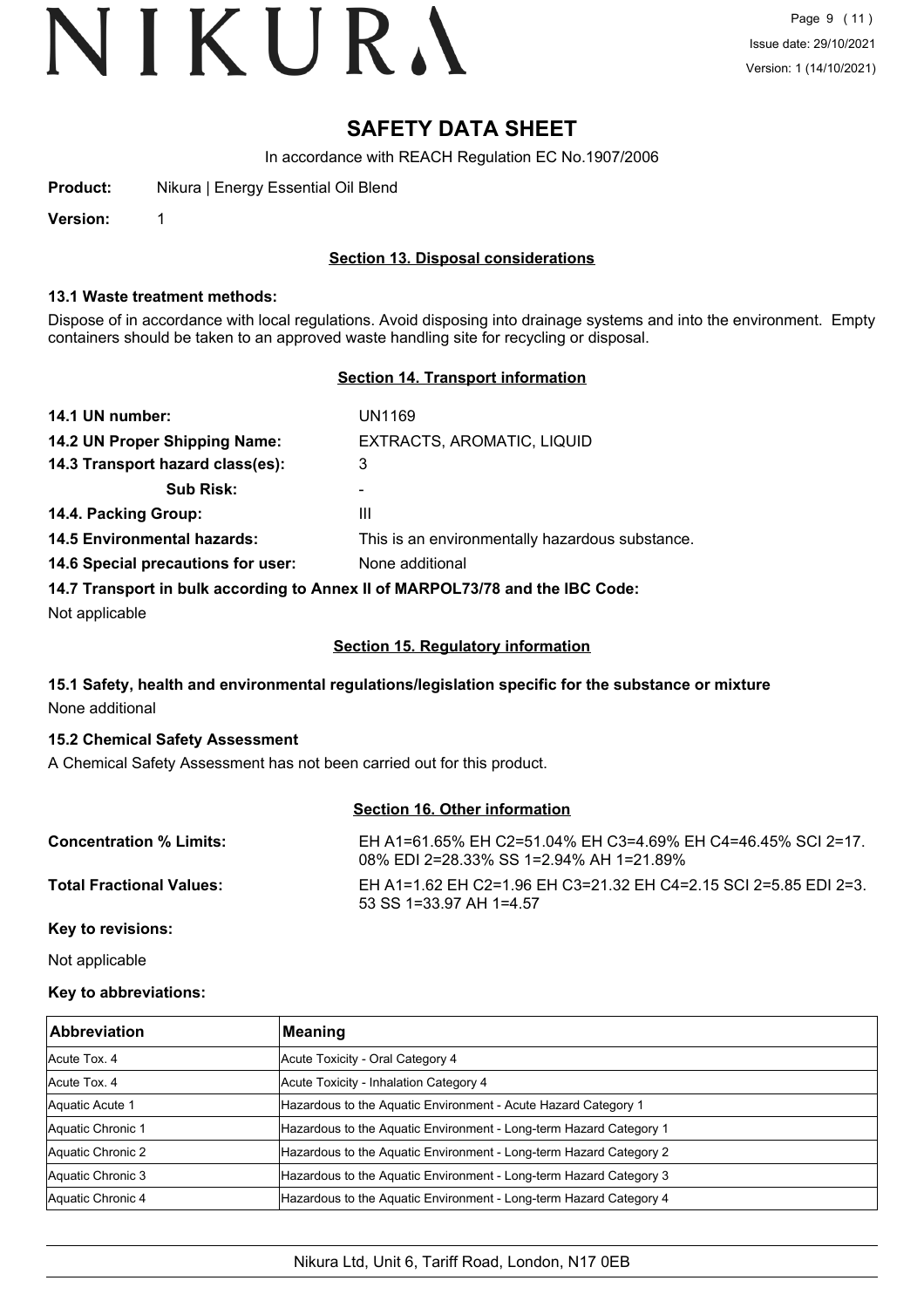# SAFETY DATA SHEET

In accordance with REACH Regulation EC No.1907/2006

**Product:** Nikura | Energy Essential Oil Blend

**Version:** 1

## Section 13. Disposal considerations

### 13.1 Waste treatment methods:

Dispose of in accordance with local regulations. Avoid disposing into drainage systems and into the environment. Empty containers should be taken to an approved waste handling site for recycling or disposal.

## Section 14. Transport information

**14.1 UN number:** UN1169

**14.2 UN Proper Shipping Name:** EXTRACTS, AROMATIC, LIQUID

**14.3 Transport hazard class(es):** 3

**Sub Risk:** -

**14.4. Packing Group:** III

**14.5 Environmental hazards:** This is an environmentally hazardous substance.

**14.6 Special precautions for user:** None additional

**14.7 Transport in bulk according to Annex II of MARPOL73/78 and the IBC Code:**

Not applicable

## Section 15. Regulatory information

### 15.1 Safety, health and environmental regulations/legislation specific for the substance or mixture

None additional

### 15.2 Chemical Safety Assessment

A Chemical Safety Assessment has not been carried out for this product.

## Section 16. Other information

**Concentration % Limits:** EH A1=61.65% EH C2=51.04% EH C3=4.69% EH C4=46.45% SCI 2=17.08% EDI 2=28.33% SS 1=2.94% AH 1=21.89%

**Total Fractional Values:** EH A1=1.62 EH C2=1.96 EH C3=21.32 EH C4=2.15 SCI 2=5.85 EDI 2=3.53 SS 1=33.97 AH 1=4.57

**Key to revisions:**

Not applicable

**Key to abbreviations:**

| Abbreviation | Meaning |
| --- | --- |
| Acute Tox. 4 | Acute Toxicity - Oral Category 4 |
| Acute Tox. 4 | Acute Toxicity - Inhalation Category 4 |
| Aquatic Acute 1 | Hazardous to the Aquatic Environment - Acute Hazard Category 1 |
| Aquatic Chronic 1 | Hazardous to the Aquatic Environment - Long-term Hazard Category 1 |
| Aquatic Chronic 2 | Hazardous to the Aquatic Environment - Long-term Hazard Category 2 |
| Aquatic Chronic 3 | Hazardous to the Aquatic Environment - Long-term Hazard Category 3 |
| Aquatic Chronic 4 | Hazardous to the Aquatic Environment - Long-term Hazard Category 4 |

Nikura Ltd, Unit 6, Tariff Road, London, N17 0EB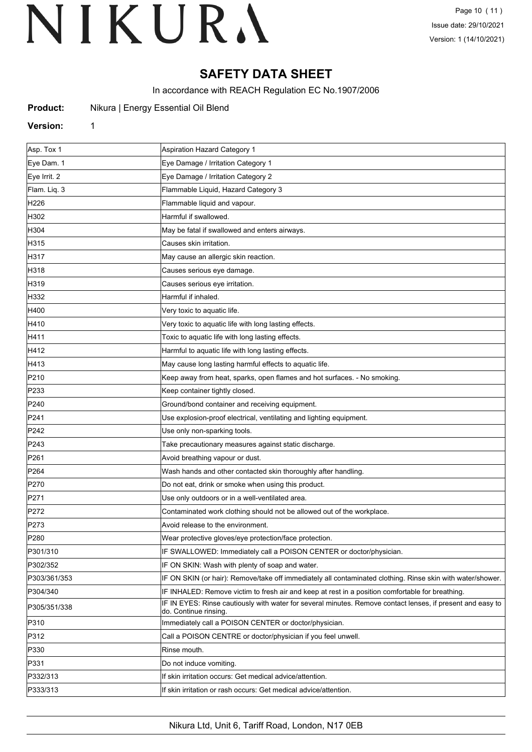# SAFETY DATA SHEET

In accordance with REACH Regulation EC No.1907/2006

**Product:** Nikura | Energy Essential Oil Blend

**Version:** 1

| | |
|---|---|
| Asp. Tox 1 | Aspiration Hazard Category 1 |
| Eye Dam. 1 | Eye Damage / Irritation Category 1 |
| Eye Irrit. 2 | Eye Damage / Irritation Category 2 |
| Flam. Liq. 3 | Flammable Liquid, Hazard Category 3 |
| H226 | Flammable liquid and vapour. |
| H302 | Harmful if swallowed. |
| H304 | May be fatal if swallowed and enters airways. |
| H315 | Causes skin irritation. |
| H317 | May cause an allergic skin reaction. |
| H318 | Causes serious eye damage. |
| H319 | Causes serious eye irritation. |
| H332 | Harmful if inhaled. |
| H400 | Very toxic to aquatic life. |
| H410 | Very toxic to aquatic life with long lasting effects. |
| H411 | Toxic to aquatic life with long lasting effects. |
| H412 | Harmful to aquatic life with long lasting effects. |
| H413 | May cause long lasting harmful effects to aquatic life. |
| P210 | Keep away from heat, sparks, open flames and hot surfaces. - No smoking. |
| P233 | Keep container tightly closed. |
| P240 | Ground/bond container and receiving equipment. |
| P241 | Use explosion-proof electrical, ventilating and lighting equipment. |
| P242 | Use only non-sparking tools. |
| P243 | Take precautionary measures against static discharge. |
| P261 | Avoid breathing vapour or dust. |
| P264 | Wash hands and other contacted skin thoroughly after handling. |
| P270 | Do not eat, drink or smoke when using this product. |
| P271 | Use only outdoors or in a well-ventilated area. |
| P272 | Contaminated work clothing should not be allowed out of the workplace. |
| P273 | Avoid release to the environment. |
| P280 | Wear protective gloves/eye protection/face protection. |
| P301/310 | IF SWALLOWED: Immediately call a POISON CENTER or doctor/physician. |
| P302/352 | IF ON SKIN: Wash with plenty of soap and water. |
| P303/361/353 | IF ON SKIN (or hair): Remove/take off immediately all contaminated clothing. Rinse skin with water/shower. |
| P304/340 | IF INHALED: Remove victim to fresh air and keep at rest in a position comfortable for breathing. |
| P305/351/338 | IF IN EYES: Rinse cautiously with water for several minutes. Remove contact lenses, if present and easy to do. Continue rinsing. |
| P310 | Immediately call a POISON CENTER or doctor/physician. |
| P312 | Call a POISON CENTRE or doctor/physician if you feel unwell. |
| P330 | Rinse mouth. |
| P331 | Do not induce vomiting. |
| P332/313 | If skin irritation occurs: Get medical advice/attention. |
| P333/313 | If skin irritation or rash occurs: Get medical advice/attention. |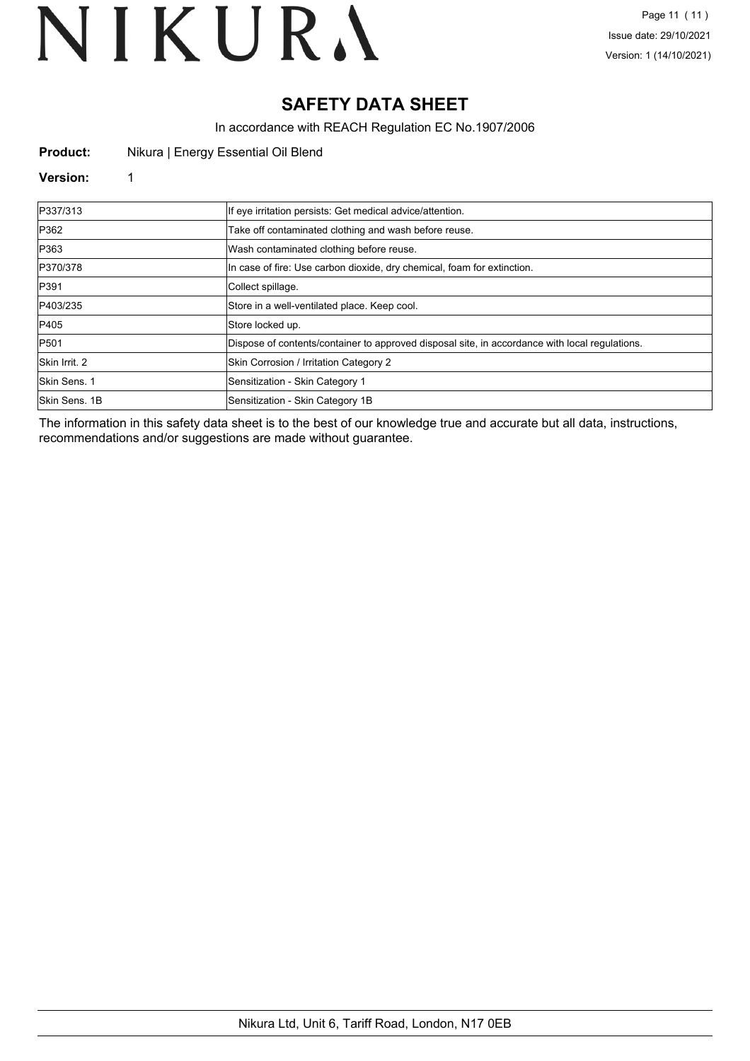# SAFETY DATA SHEET

In accordance with REACH Regulation EC No.1907/2006

**Product:** Nikura | Energy Essential Oil Blend

**Version:** 1

| | |
|---|---|
| P337/313 | If eye irritation persists: Get medical advice/attention. |
| P362 | Take off contaminated clothing and wash before reuse. |
| P363 | Wash contaminated clothing before reuse. |
| P370/378 | In case of fire: Use carbon dioxide, dry chemical, foam for extinction. |
| P391 | Collect spillage. |
| P403/235 | Store in a well-ventilated place. Keep cool. |
| P405 | Store locked up. |
| P501 | Dispose of contents/container to approved disposal site, in accordance with local regulations. |
| Skin Irrit. 2 | Skin Corrosion / Irritation Category 2 |
| Skin Sens. 1 | Sensitization - Skin Category 1 |
| Skin Sens. 1B | Sensitization - Skin Category 1B |

The information in this safety data sheet is to the best of our knowledge true and accurate but all data, instructions, recommendations and/or suggestions are made without guarantee.